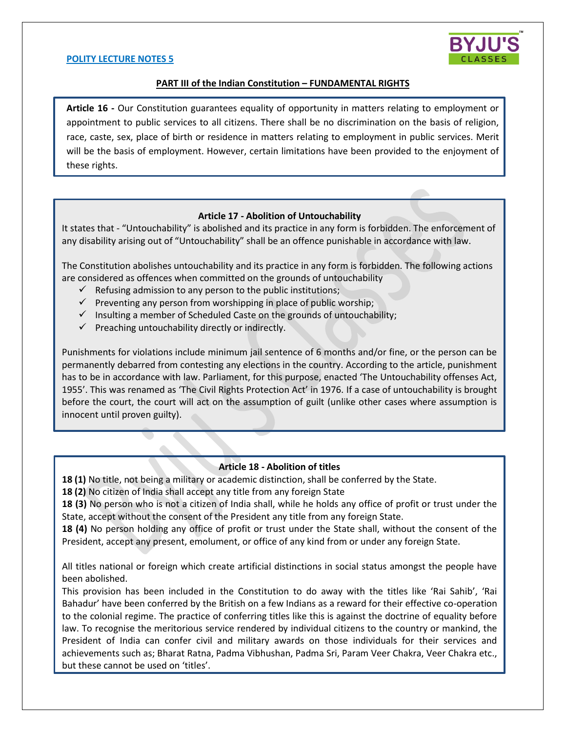**POLITY LECTURE NOTES 5**

## PART III of the Indian Constitution – FUNDAMENTAL RIGHTS

**Article 16 -** Our Constitution guarantees equality of opportunity in matters relating to employment or appointment to public services to all citizens. There shall be no discrimination on the basis of religion, race, caste, sex, place of birth or residence in matters relating to employment in public services. Merit will be the basis of employment. However, certain limitations have been provided to the enjoyment of these rights.

### Article 17 - Abolition of Untouchability

It states that - "Untouchability" is abolished and its practice in any form is forbidden. The enforcement of any disability arising out of "Untouchability" shall be an offence punishable in accordance with law.

The Constitution abolishes untouchability and its practice in any form is forbidden. The following actions are considered as offences when committed on the grounds of untouchability

- ✓ Refusing admission to any person to the public institutions;
- ✓ Preventing any person from worshipping in place of public worship;
- ✓ Insulting a member of Scheduled Caste on the grounds of untouchability;
- ✓ Preaching untouchability directly or indirectly.

Punishments for violations include minimum jail sentence of 6 months and/or fine, or the person can be permanently debarred from contesting any elections in the country. According to the article, punishment has to be in accordance with law. Parliament, for this purpose, enacted 'The Untouchability offenses Act, 1955'. This was renamed as 'The Civil Rights Protection Act' in 1976. If a case of untouchability is brought before the court, the court will act on the assumption of guilt (unlike other cases where assumption is innocent until proven guilty).

### Article 18 - Abolition of titles

**18 (1)** No title, not being a military or academic distinction, shall be conferred by the State.
**18 (2)** No citizen of India shall accept any title from any foreign State
**18 (3)** No person who is not a citizen of India shall, while he holds any office of profit or trust under the State, accept without the consent of the President any title from any foreign State.
**18 (4)** No person holding any office of profit or trust under the State shall, without the consent of the President, accept any present, emolument, or office of any kind from or under any foreign State.

All titles national or foreign which create artificial distinctions in social status amongst the people have been abolished.
This provision has been included in the Constitution to do away with the titles like 'Rai Sahib', 'Rai Bahadur' have been conferred by the British on a few Indians as a reward for their effective co-operation to the colonial regime. The practice of conferring titles like this is against the doctrine of equality before law. To recognise the meritorious service rendered by individual citizens to the country or mankind, the President of India can confer civil and military awards on those individuals for their services and achievements such as; Bharat Ratna, Padma Vibhushan, Padma Sri, Param Veer Chakra, Veer Chakra etc., but these cannot be used on 'titles'.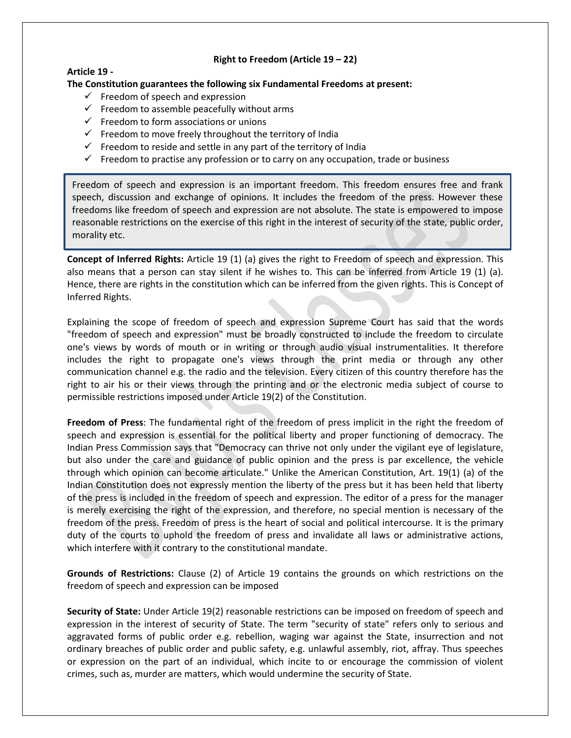**Right to Freedom (Article 19 – 22)**

**Article 19 -**

**The Constitution guarantees the following six Fundamental Freedoms at present:**

- ✓ Freedom of speech and expression
- ✓ Freedom to assemble peacefully without arms
- ✓ Freedom to form associations or unions
- ✓ Freedom to move freely throughout the territory of India
- ✓ Freedom to reside and settle in any part of the territory of India
- ✓ Freedom to practise any profession or to carry on any occupation, trade or business

> Freedom of speech and expression is an important freedom. This freedom ensures free and frank speech, discussion and exchange of opinions. It includes the freedom of the press. However these freedoms like freedom of speech and expression are not absolute. The state is empowered to impose reasonable restrictions on the exercise of this right in the interest of security of the state, public order, morality etc.

**Concept of Inferred Rights:** Article 19 (1) (a) gives the right to Freedom of speech and expression. This also means that a person can stay silent if he wishes to. This can be inferred from Article 19 (1) (a). Hence, there are rights in the constitution which can be inferred from the given rights. This is Concept of Inferred Rights.

Explaining the scope of freedom of speech and expression Supreme Court has said that the words "freedom of speech and expression" must be broadly constructed to include the freedom to circulate one's views by words of mouth or in writing or through audio visual instrumentalities. It therefore includes the right to propagate one's views through the print media or through any other communication channel e.g. the radio and the television. Every citizen of this country therefore has the right to air his or their views through the printing and or the electronic media subject of course to permissible restrictions imposed under Article 19(2) of the Constitution.

**Freedom of Press**: The fundamental right of the freedom of press implicit in the right the freedom of speech and expression is essential for the political liberty and proper functioning of democracy. The Indian Press Commission says that "Democracy can thrive not only under the vigilant eye of legislature, but also under the care and guidance of public opinion and the press is par excellence, the vehicle through which opinion can become articulate." Unlike the American Constitution, Art. 19(1) (a) of the Indian Constitution does not expressly mention the liberty of the press but it has been held that liberty of the press is included in the freedom of speech and expression. The editor of a press for the manager is merely exercising the right of the expression, and therefore, no special mention is necessary of the freedom of the press. Freedom of press is the heart of social and political intercourse. It is the primary duty of the courts to uphold the freedom of press and invalidate all laws or administrative actions, which interfere with it contrary to the constitutional mandate.

**Grounds of Restrictions:** Clause (2) of Article 19 contains the grounds on which restrictions on the freedom of speech and expression can be imposed

**Security of State:** Under Article 19(2) reasonable restrictions can be imposed on freedom of speech and expression in the interest of security of State. The term "security of state" refers only to serious and aggravated forms of public order e.g. rebellion, waging war against the State, insurrection and not ordinary breaches of public order and public safety, e.g. unlawful assembly, riot, affray. Thus speeches or expression on the part of an individual, which incite to or encourage the commission of violent crimes, such as, murder are matters, which would undermine the security of State.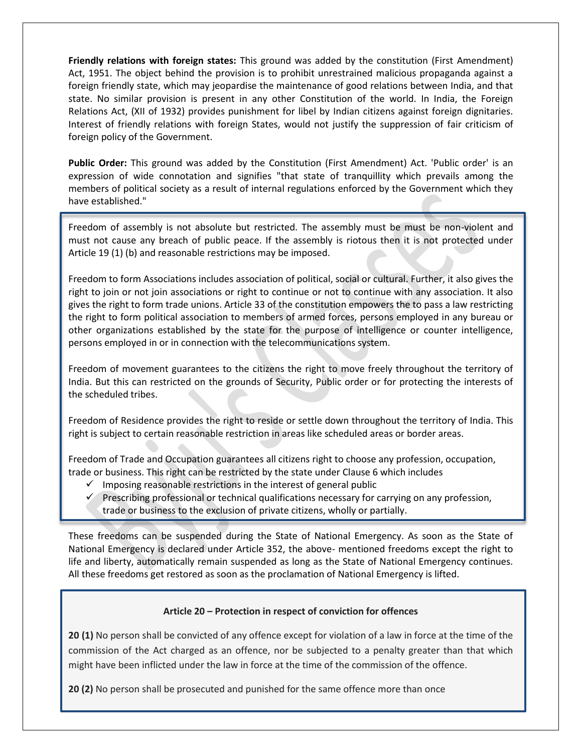**Friendly relations with foreign states:** This ground was added by the constitution (First Amendment) Act, 1951. The object behind the provision is to prohibit unrestrained malicious propaganda against a foreign friendly state, which may jeopardise the maintenance of good relations between India, and that state. No similar provision is present in any other Constitution of the world. In India, the Foreign Relations Act, (XII of 1932) provides punishment for libel by Indian citizens against foreign dignitaries. Interest of friendly relations with foreign States, would not justify the suppression of fair criticism of foreign policy of the Government.

**Public Order:** This ground was added by the Constitution (First Amendment) Act. 'Public order' is an expression of wide connotation and signifies "that state of tranquillity which prevails among the members of political society as a result of internal regulations enforced by the Government which they have established."

Freedom of assembly is not absolute but restricted. The assembly must be must be non-violent and must not cause any breach of public peace. If the assembly is riotous then it is not protected under Article 19 (1) (b) and reasonable restrictions may be imposed.

Freedom to form Associations includes association of political, social or cultural. Further, it also gives the right to join or not join associations or right to continue or not to continue with any association. It also gives the right to form trade unions. Article 33 of the constitution empowers the to pass a law restricting the right to form political association to members of armed forces, persons employed in any bureau or other organizations established by the state for the purpose of intelligence or counter intelligence, persons employed in or in connection with the telecommunications system.

Freedom of movement guarantees to the citizens the right to move freely throughout the territory of India. But this can restricted on the grounds of Security, Public order or for protecting the interests of the scheduled tribes.

Freedom of Residence provides the right to reside or settle down throughout the territory of India. This right is subject to certain reasonable restriction in areas like scheduled areas or border areas.

Freedom of Trade and Occupation guarantees all citizens right to choose any profession, occupation, trade or business. This right can be restricted by the state under Clause 6 which includes

- ✓ Imposing reasonable restrictions in the interest of general public
- ✓ Prescribing professional or technical qualifications necessary for carrying on any profession, trade or business to the exclusion of private citizens, wholly or partially.

These freedoms can be suspended during the State of National Emergency. As soon as the State of National Emergency is declared under Article 352, the above- mentioned freedoms except the right to life and liberty, automatically remain suspended as long as the State of National Emergency continues. All these freedoms get restored as soon as the proclamation of National Emergency is lifted.

**Article 20 – Protection in respect of conviction for offences**

**20 (1)** No person shall be convicted of any offence except for violation of a law in force at the time of the commission of the Act charged as an offence, nor be subjected to a penalty greater than that which might have been inflicted under the law in force at the time of the commission of the offence.

**20 (2)** No person shall be prosecuted and punished for the same offence more than once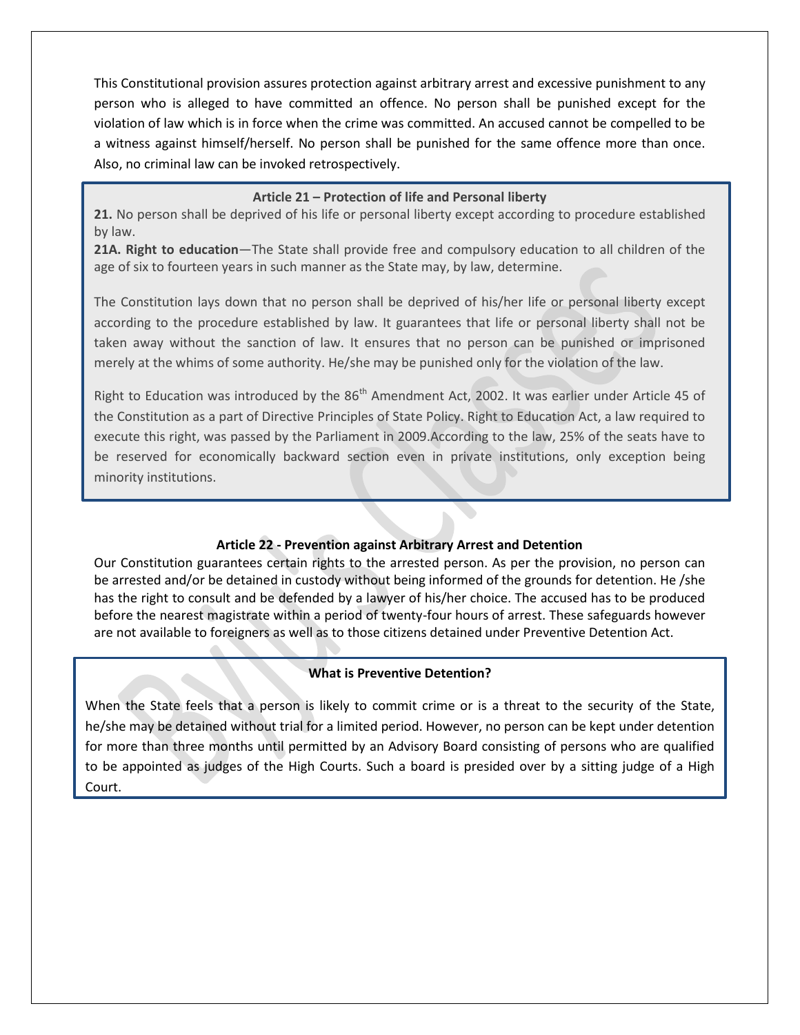This Constitutional provision assures protection against arbitrary arrest and excessive punishment to any person who is alleged to have committed an offence. No person shall be punished except for the violation of law which is in force when the crime was committed. An accused cannot be compelled to be a witness against himself/herself. No person shall be punished for the same offence more than once. Also, no criminal law can be invoked retrospectively.

**Article 21 – Protection of life and Personal liberty**

**21.** No person shall be deprived of his life or personal liberty except according to procedure established by law.

**21A. Right to education**—The State shall provide free and compulsory education to all children of the age of six to fourteen years in such manner as the State may, by law, determine.

The Constitution lays down that no person shall be deprived of his/her life or personal liberty except according to the procedure established by law. It guarantees that life or personal liberty shall not be taken away without the sanction of law. It ensures that no person can be punished or imprisoned merely at the whims of some authority. He/she may be punished only for the violation of the law.

Right to Education was introduced by the 86th Amendment Act, 2002. It was earlier under Article 45 of the Constitution as a part of Directive Principles of State Policy. Right to Education Act, a law required to execute this right, was passed by the Parliament in 2009.According to the law, 25% of the seats have to be reserved for economically backward section even in private institutions, only exception being minority institutions.

**Article 22 - Prevention against Arbitrary Arrest and Detention**

Our Constitution guarantees certain rights to the arrested person. As per the provision, no person can be arrested and/or be detained in custody without being informed of the grounds for detention. He /she has the right to consult and be defended by a lawyer of his/her choice. The accused has to be produced before the nearest magistrate within a period of twenty-four hours of arrest. These safeguards however are not available to foreigners as well as to those citizens detained under Preventive Detention Act.

**What is Preventive Detention?**

When the State feels that a person is likely to commit crime or is a threat to the security of the State, he/she may be detained without trial for a limited period. However, no person can be kept under detention for more than three months until permitted by an Advisory Board consisting of persons who are qualified to be appointed as judges of the High Courts. Such a board is presided over by a sitting judge of a High Court.